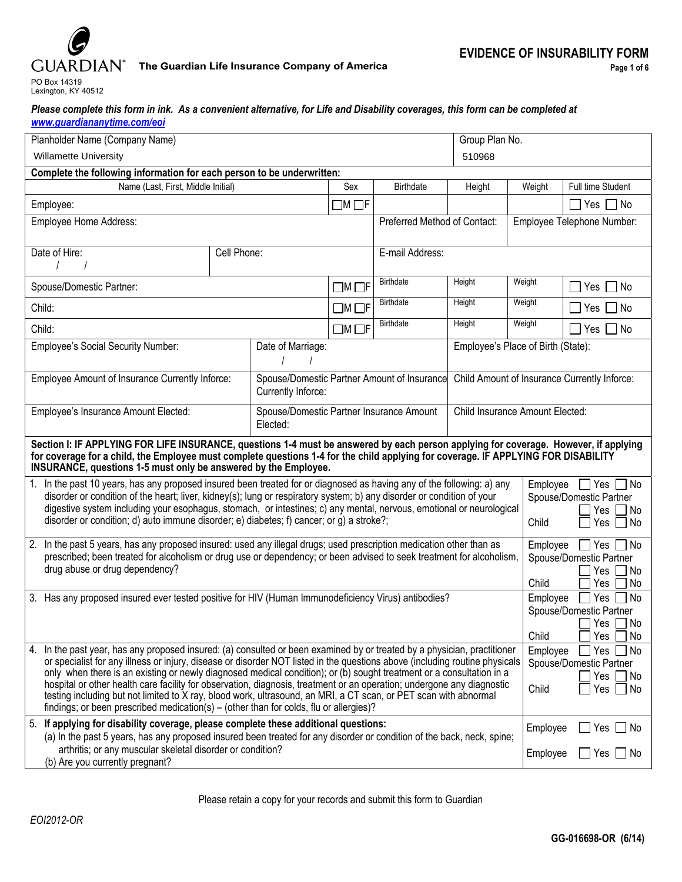GUARDIAN® **The Guardian Life Insurance Company of America**

PO Box 14319
Lexington, KY 40512

# EVIDENCE OF INSURABILITY FORM

***Please complete this form in ink. As a convenient alternative, for Life and Disability coverages, this form can be completed at [www.guardiananytime.com/eoi](www.guardiananytime.com/eoi)***

| Planholder Name (Company Name) | | | | | Group Plan No. | | |
|---|---|---|---|---|---|---|---|
| Willamette University | | | | | 510968 | | |
| **Complete the following information for each person to be underwritten:** | | | | | | | |
| Name (Last, First, Middle Initial) | | | Sex | Birthdate | Height | Weight | Full time Student |
| Employee: | | | ☐M ☐F | | | | ☐ Yes ☐ No |
| Employee Home Address: | | | | Preferred Method of Contact: | | Employee Telephone Number: | |
| Date of Hire: / / | Cell Phone: | | | E-mail Address: | | | |
| Spouse/Domestic Partner: | | | ☐M ☐F | Birthdate | Height | Weight | ☐ Yes ☐ No |
| Child: | | | ☐M ☐F | Birthdate | Height | Weight | ☐ Yes ☐ No |
| Child: | | | ☐M ☐F | Birthdate | Height | Weight | ☐ Yes ☐ No |
| Employee's Social Security Number: | Date of Marriage: / / | | | | Employee's Place of Birth (State): | | |
| Employee Amount of Insurance Currently Inforce: | Spouse/Domestic Partner Amount of Insurance Currently Inforce: | | | | Child Amount of Insurance Currently Inforce: | | |
| Employee's Insurance Amount Elected: | Spouse/Domestic Partner Insurance Amount Elected: | | | | Child Insurance Amount Elected: | | |

**Section I: IF APPLYING FOR LIFE INSURANCE, questions 1-4 must be answered by each person applying for coverage. However, if applying for coverage for a child, the Employee must complete questions 1-4 for the child applying for coverage. IF APPLYING FOR DISABILITY INSURANCE, questions 1-5 must only be answered by the Employee.**

| Question | Answer |
|---|---|
| 1. In the past 10 years, has any proposed insured been treated for or diagnosed as having any of the following: a) any disorder or condition of the heart; liver, kidney(s); lung or respiratory system; b) any disorder or condition of your digestive system including your esophagus, stomach, or intestines; c) any mental, nervous, emotional or neurological disorder or condition; d) auto immune disorder; e) diabetes; f) cancer; or g) a stroke?; | Employee ☐ Yes ☐ No<br>Spouse/Domestic Partner ☐ Yes ☐ No<br>Child ☐ Yes ☐ No |
| 2. In the past 5 years, has any proposed insured: used any illegal drugs; used prescription medication other than as prescribed; been treated for alcoholism or drug use or dependency; or been advised to seek treatment for alcoholism, drug abuse or drug dependency? | Employee ☐ Yes ☐ No<br>Spouse/Domestic Partner ☐ Yes ☐ No<br>Child ☐ Yes ☐ No |
| 3. Has any proposed insured ever tested positive for HIV (Human Immunodeficiency Virus) antibodies? | Employee ☐ Yes ☐ No<br>Spouse/Domestic Partner ☐ Yes ☐ No<br>Child ☐ Yes ☐ No |
| 4. In the past year, has any proposed insured: (a) consulted or been examined by or treated by a physician, practitioner or specialist for any illness or injury, disease or disorder NOT listed in the questions above (including routine physicals only when there is an existing or newly diagnosed medical condition); or (b) sought treatment or a consultation in a hospital or other health care facility for observation, diagnosis, treatment or an operation; undergone any diagnostic testing including but not limited to X ray, blood work, ultrasound, an MRI, a CT scan, or PET scan with abnormal findings; or been prescribed medication(s) – (other than for colds, flu or allergies)? | Employee ☐ Yes ☐ No<br>Spouse/Domestic Partner ☐ Yes ☐ No<br>Child ☐ Yes ☐ No |
| 5. **If applying for disability coverage, please complete these additional questions:**<br>(a) In the past 5 years, has any proposed insured been treated for any disorder or condition of the back, neck, spine; arthritis; or any muscular skeletal disorder or condition?<br>(b) Are you currently pregnant? | Employee ☐ Yes ☐ No<br>Employee ☐ Yes ☐ No |

Please retain a copy for your records and submit this form to Guardian

*EOI2012-OR*

**GG-016698-OR (6/14)**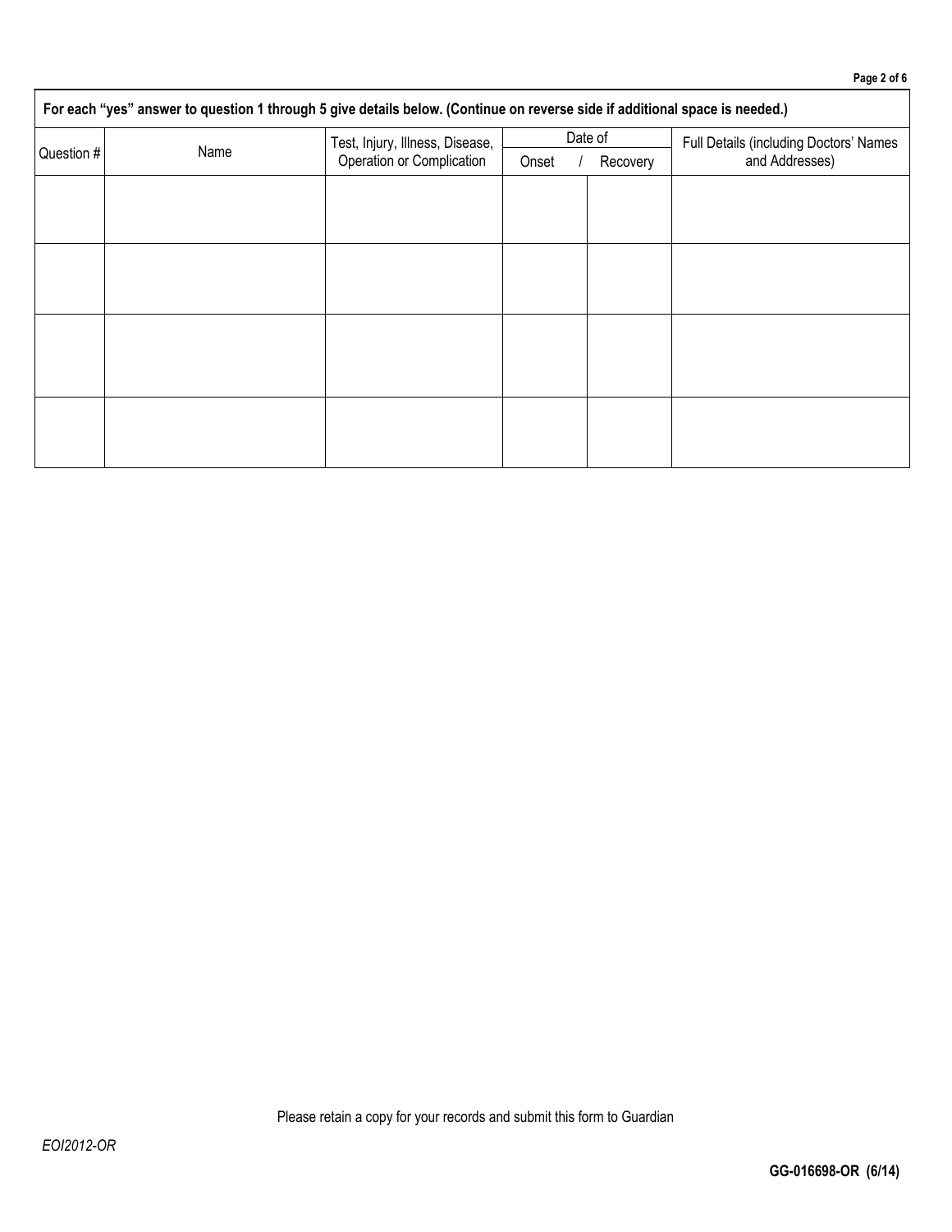**For each "yes" answer to question 1 through 5 give details below. (Continue on reverse side if additional space is needed.)**

| Question # | Name | Test, Injury, Illness, Disease, Operation or Complication | Date of Onset | Date of Recovery | Full Details (including Doctors' Names and Addresses) |
|---|---|---|---|---|---|
| | | | | | |
| | | | | | |
| | | | | | |
| | | | | | |

Please retain a copy for your records and submit this form to Guardian

*EOI2012-OR*

**GG-016698-OR (6/14)**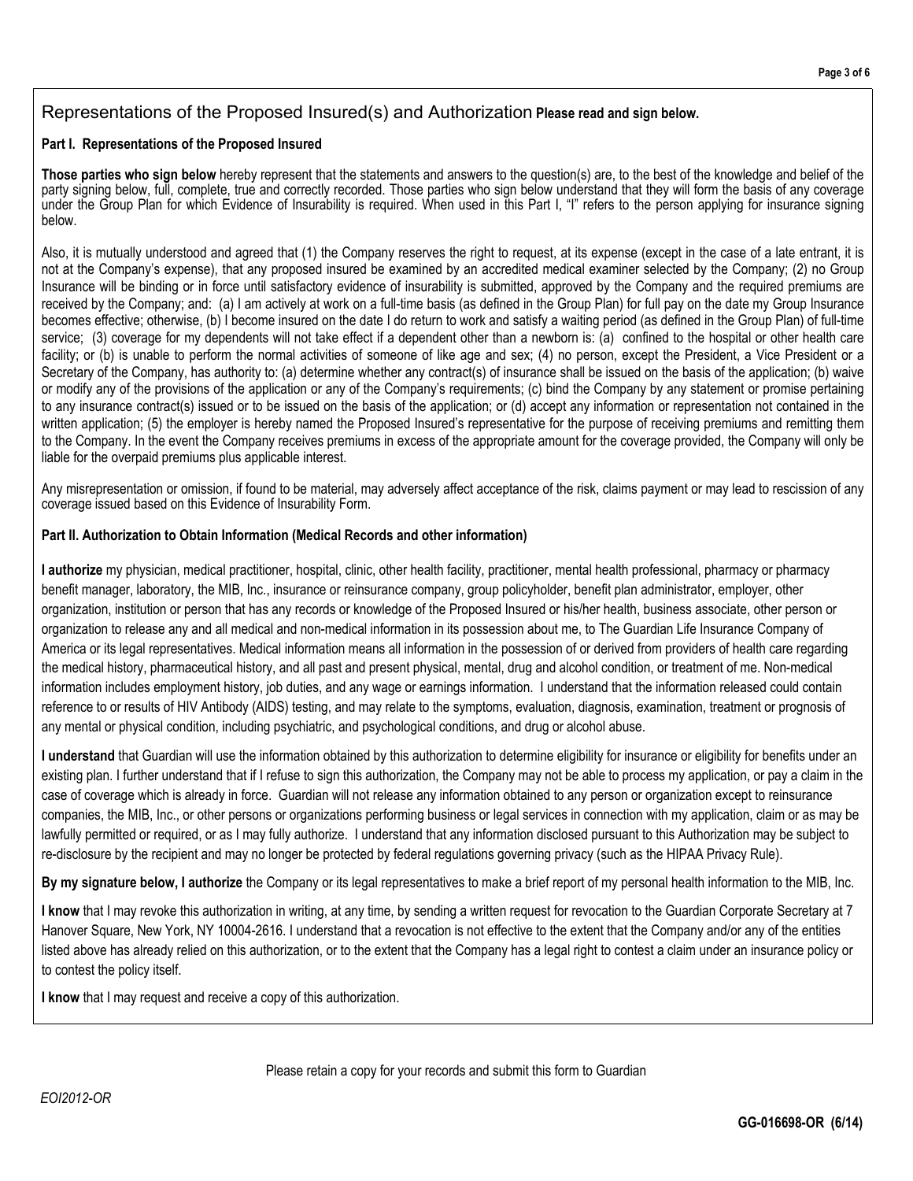## Representations of the Proposed Insured(s) and Authorization **Please read and sign below.**

### Part I. Representations of the Proposed Insured

**Those parties who sign below** hereby represent that the statements and answers to the question(s) are, to the best of the knowledge and belief of the party signing below, full, complete, true and correctly recorded. Those parties who sign below understand that they will form the basis of any coverage under the Group Plan for which Evidence of Insurability is required. When used in this Part I, "I" refers to the person applying for insurance signing below.

Also, it is mutually understood and agreed that (1) the Company reserves the right to request, at its expense (except in the case of a late entrant, it is not at the Company's expense), that any proposed insured be examined by an accredited medical examiner selected by the Company; (2) no Group Insurance will be binding or in force until satisfactory evidence of insurability is submitted, approved by the Company and the required premiums are received by the Company; and: (a) I am actively at work on a full-time basis (as defined in the Group Plan) for full pay on the date my Group Insurance becomes effective; otherwise, (b) I become insured on the date I do return to work and satisfy a waiting period (as defined in the Group Plan) of full-time service; (3) coverage for my dependents will not take effect if a dependent other than a newborn is: (a) confined to the hospital or other health care facility; or (b) is unable to perform the normal activities of someone of like age and sex; (4) no person, except the President, a Vice President or a Secretary of the Company, has authority to: (a) determine whether any contract(s) of insurance shall be issued on the basis of the application; (b) waive or modify any of the provisions of the application or any of the Company's requirements; (c) bind the Company by any statement or promise pertaining to any insurance contract(s) issued or to be issued on the basis of the application; or (d) accept any information or representation not contained in the written application; (5) the employer is hereby named the Proposed Insured's representative for the purpose of receiving premiums and remitting them to the Company. In the event the Company receives premiums in excess of the appropriate amount for the coverage provided, the Company will only be liable for the overpaid premiums plus applicable interest.

Any misrepresentation or omission, if found to be material, may adversely affect acceptance of the risk, claims payment or may lead to rescission of any coverage issued based on this Evidence of Insurability Form.

### Part II. Authorization to Obtain Information (Medical Records and other information)

**I authorize** my physician, medical practitioner, hospital, clinic, other health facility, practitioner, mental health professional, pharmacy or pharmacy benefit manager, laboratory, the MIB, Inc., insurance or reinsurance company, group policyholder, benefit plan administrator, employer, other organization, institution or person that has any records or knowledge of the Proposed Insured or his/her health, business associate, other person or organization to release any and all medical and non-medical information in its possession about me, to The Guardian Life Insurance Company of America or its legal representatives. Medical information means all information in the possession of or derived from providers of health care regarding the medical history, pharmaceutical history, and all past and present physical, mental, drug and alcohol condition, or treatment of me. Non-medical information includes employment history, job duties, and any wage or earnings information. I understand that the information released could contain reference to or results of HIV Antibody (AIDS) testing, and may relate to the symptoms, evaluation, diagnosis, examination, treatment or prognosis of any mental or physical condition, including psychiatric, and psychological conditions, and drug or alcohol abuse.

**I understand** that Guardian will use the information obtained by this authorization to determine eligibility for insurance or eligibility for benefits under an existing plan. I further understand that if I refuse to sign this authorization, the Company may not be able to process my application, or pay a claim in the case of coverage which is already in force. Guardian will not release any information obtained to any person or organization except to reinsurance companies, the MIB, Inc., or other persons or organizations performing business or legal services in connection with my application, claim or as may be lawfully permitted or required, or as I may fully authorize. I understand that any information disclosed pursuant to this Authorization may be subject to re-disclosure by the recipient and may no longer be protected by federal regulations governing privacy (such as the HIPAA Privacy Rule).

**By my signature below, I authorize** the Company or its legal representatives to make a brief report of my personal health information to the MIB, Inc.

**I know** that I may revoke this authorization in writing, at any time, by sending a written request for revocation to the Guardian Corporate Secretary at 7 Hanover Square, New York, NY 10004-2616. I understand that a revocation is not effective to the extent that the Company and/or any of the entities listed above has already relied on this authorization, or to the extent that the Company has a legal right to contest a claim under an insurance policy or to contest the policy itself.

**I know** that I may request and receive a copy of this authorization.

Please retain a copy for your records and submit this form to Guardian

*EOI2012-OR*

**GG-016698-OR (6/14)**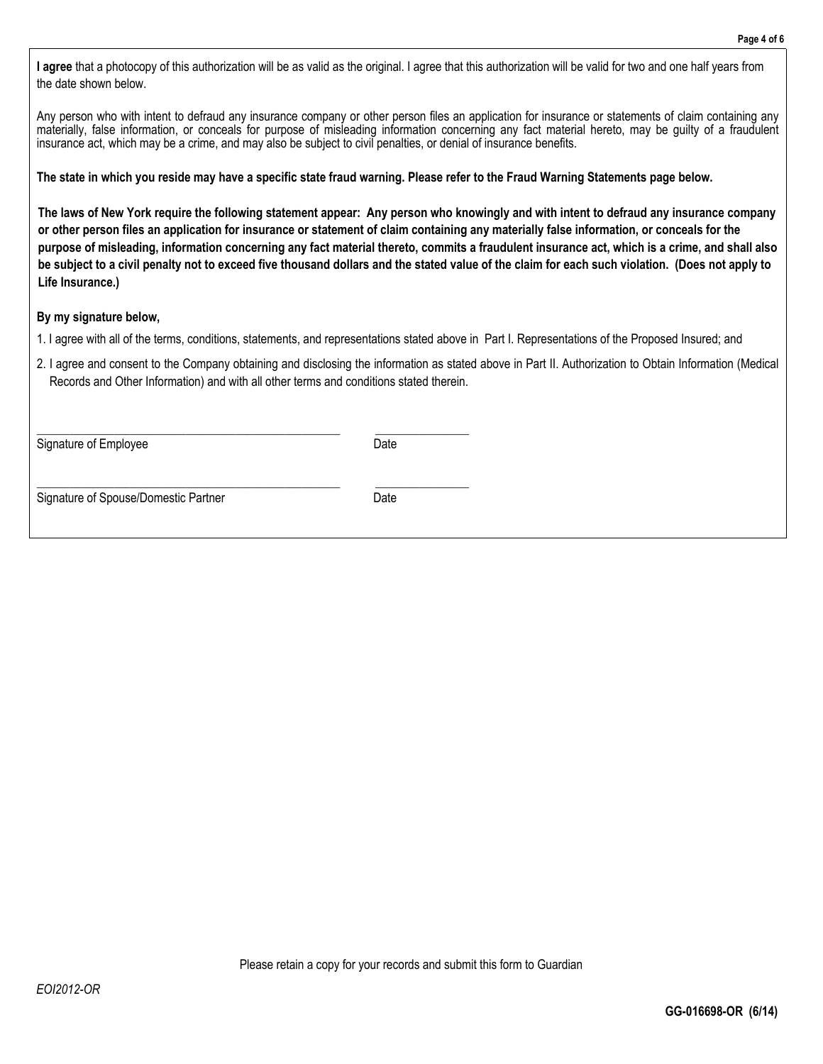**I agree** that a photocopy of this authorization will be as valid as the original. I agree that this authorization will be valid for two and one half years from the date shown below.

Any person who with intent to defraud any insurance company or other person files an application for insurance or statements of claim containing any materially, false information, or conceals for purpose of misleading information concerning any fact material hereto, may be guilty of a fraudulent insurance act, which may be a crime, and may also be subject to civil penalties, or denial of insurance benefits.

**The state in which you reside may have a specific state fraud warning. Please refer to the Fraud Warning Statements page below.**

**The laws of New York require the following statement appear: Any person who knowingly and with intent to defraud any insurance company or other person files an application for insurance or statement of claim containing any materially false information, or conceals for the purpose of misleading, information concerning any fact material thereto, commits a fraudulent insurance act, which is a crime, and shall also be subject to a civil penalty not to exceed five thousand dollars and the stated value of the claim for each such violation. (Does not apply to Life Insurance.)**

**By my signature below,**

1. I agree with all of the terms, conditions, statements, and representations stated above in Part I. Representations of the Proposed Insured; and
2. I agree and consent to the Company obtaining and disclosing the information as stated above in Part II. Authorization to Obtain Information (Medical Records and Other Information) and with all other terms and conditions stated therein.

\_\_\_\_\_\_\_\_\_\_\_\_\_\_\_\_\_\_\_\_\_\_\_\_\_\_\_\_\_\_\_\_\_\_\_\_\_\_\_\_ \_\_\_\_\_\_\_\_\_\_\_\_\_\_\_
Signature of Employee Date

\_\_\_\_\_\_\_\_\_\_\_\_\_\_\_\_\_\_\_\_\_\_\_\_\_\_\_\_\_\_\_\_\_\_\_\_\_\_\_\_ \_\_\_\_\_\_\_\_\_\_\_\_\_\_\_
Signature of Spouse/Domestic Partner Date

Please retain a copy for your records and submit this form to Guardian

*EOI2012-OR*

**GG-016698-OR (6/14)**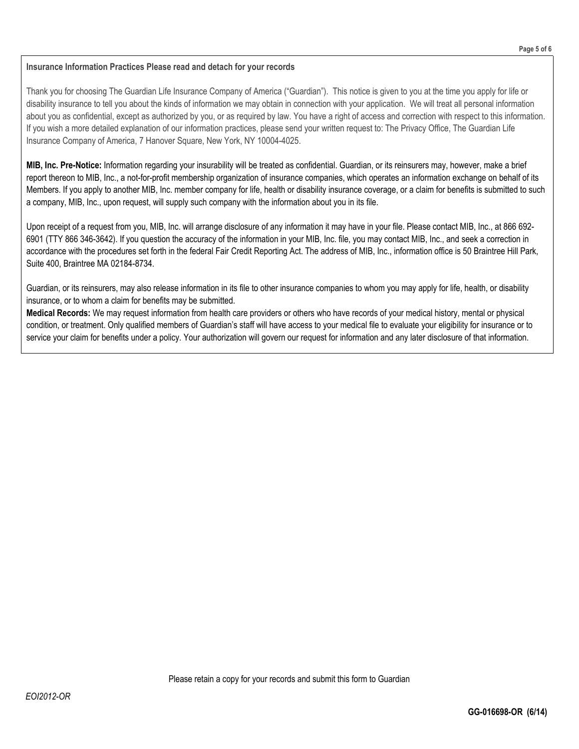**Insurance Information Practices Please read and detach for your records**

Thank you for choosing The Guardian Life Insurance Company of America ("Guardian"). This notice is given to you at the time you apply for life or disability insurance to tell you about the kinds of information we may obtain in connection with your application. We will treat all personal information about you as confidential, except as authorized by you, or as required by law. You have a right of access and correction with respect to this information. If you wish a more detailed explanation of our information practices, please send your written request to: The Privacy Office, The Guardian Life Insurance Company of America, 7 Hanover Square, New York, NY 10004-4025.

**MIB, Inc. Pre-Notice:** Information regarding your insurability will be treated as confidential. Guardian, or its reinsurers may, however, make a brief report thereon to MIB, Inc., a not-for-profit membership organization of insurance companies, which operates an information exchange on behalf of its Members. If you apply to another MIB, Inc. member company for life, health or disability insurance coverage, or a claim for benefits is submitted to such a company, MIB, Inc., upon request, will supply such company with the information about you in its file.

Upon receipt of a request from you, MIB, Inc. will arrange disclosure of any information it may have in your file. Please contact MIB, Inc., at 866 692-6901 (TTY 866 346-3642). If you question the accuracy of the information in your MIB, Inc. file, you may contact MIB, Inc., and seek a correction in accordance with the procedures set forth in the federal Fair Credit Reporting Act. The address of MIB, Inc., information office is 50 Braintree Hill Park, Suite 400, Braintree MA 02184-8734.

Guardian, or its reinsurers, may also release information in its file to other insurance companies to whom you may apply for life, health, or disability insurance, or to whom a claim for benefits may be submitted.

**Medical Records:** We may request information from health care providers or others who have records of your medical history, mental or physical condition, or treatment. Only qualified members of Guardian's staff will have access to your medical file to evaluate your eligibility for insurance or to service your claim for benefits under a policy. Your authorization will govern our request for information and any later disclosure of that information.

Please retain a copy for your records and submit this form to Guardian

*EOI2012-OR*

**GG-016698-OR (6/14)**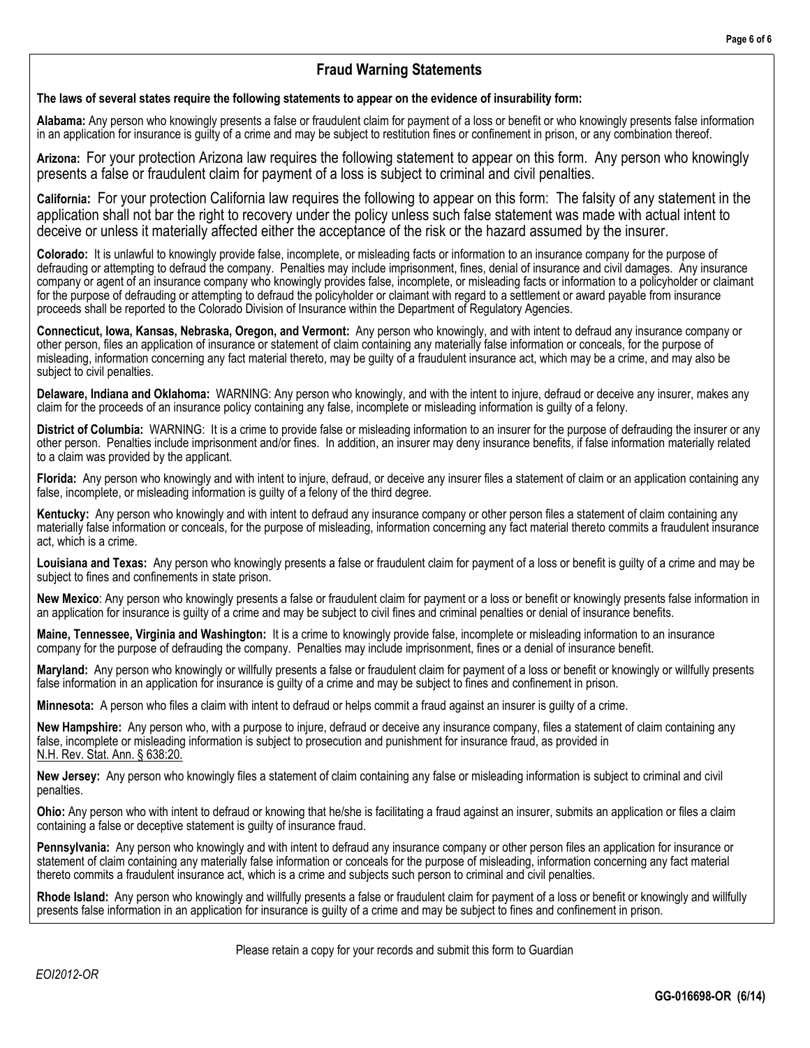## Fraud Warning Statements

**The laws of several states require the following statements to appear on the evidence of insurability form:**

**Alabama:** Any person who knowingly presents a false or fraudulent claim for payment of a loss or benefit or who knowingly presents false information in an application for insurance is guilty of a crime and may be subject to restitution fines or confinement in prison, or any combination thereof.

**Arizona:** For your protection Arizona law requires the following statement to appear on this form. Any person who knowingly presents a false or fraudulent claim for payment of a loss is subject to criminal and civil penalties.

**California:** For your protection California law requires the following to appear on this form: The falsity of any statement in the application shall not bar the right to recovery under the policy unless such false statement was made with actual intent to deceive or unless it materially affected either the acceptance of the risk or the hazard assumed by the insurer.

**Colorado:** It is unlawful to knowingly provide false, incomplete, or misleading facts or information to an insurance company for the purpose of defrauding or attempting to defraud the company. Penalties may include imprisonment, fines, denial of insurance and civil damages. Any insurance company or agent of an insurance company who knowingly provides false, incomplete, or misleading facts or information to a policyholder or claimant for the purpose of defrauding or attempting to defraud the policyholder or claimant with regard to a settlement or award payable from insurance proceeds shall be reported to the Colorado Division of Insurance within the Department of Regulatory Agencies.

**Connecticut, Iowa, Kansas, Nebraska, Oregon, and Vermont:** Any person who knowingly, and with intent to defraud any insurance company or other person, files an application of insurance or statement of claim containing any materially false information or conceals, for the purpose of misleading, information concerning any fact material thereto, may be guilty of a fraudulent insurance act, which may be a crime, and may also be subject to civil penalties.

**Delaware, Indiana and Oklahoma:** WARNING: Any person who knowingly, and with the intent to injure, defraud or deceive any insurer, makes any claim for the proceeds of an insurance policy containing any false, incomplete or misleading information is guilty of a felony.

**District of Columbia:** WARNING: It is a crime to provide false or misleading information to an insurer for the purpose of defrauding the insurer or any other person. Penalties include imprisonment and/or fines. In addition, an insurer may deny insurance benefits, if false information materially related to a claim was provided by the applicant.

**Florida:** Any person who knowingly and with intent to injure, defraud, or deceive any insurer files a statement of claim or an application containing any false, incomplete, or misleading information is guilty of a felony of the third degree.

**Kentucky:** Any person who knowingly and with intent to defraud any insurance company or other person files a statement of claim containing any materially false information or conceals, for the purpose of misleading, information concerning any fact material thereto commits a fraudulent insurance act, which is a crime.

**Louisiana and Texas:** Any person who knowingly presents a false or fraudulent claim for payment of a loss or benefit is guilty of a crime and may be subject to fines and confinements in state prison.

**New Mexico**: Any person who knowingly presents a false or fraudulent claim for payment or a loss or benefit or knowingly presents false information in an application for insurance is guilty of a crime and may be subject to civil fines and criminal penalties or denial of insurance benefits.

**Maine, Tennessee, Virginia and Washington:** It is a crime to knowingly provide false, incomplete or misleading information to an insurance company for the purpose of defrauding the company. Penalties may include imprisonment, fines or a denial of insurance benefit.

**Maryland:** Any person who knowingly or willfully presents a false or fraudulent claim for payment of a loss or benefit or knowingly or willfully presents false information in an application for insurance is guilty of a crime and may be subject to fines and confinement in prison.

**Minnesota:** A person who files a claim with intent to defraud or helps commit a fraud against an insurer is guilty of a crime.

**New Hampshire:** Any person who, with a purpose to injure, defraud or deceive any insurance company, files a statement of claim containing any false, incomplete or misleading information is subject to prosecution and punishment for insurance fraud, as provided in N.H. Rev. Stat. Ann. § 638:20.

**New Jersey:** Any person who knowingly files a statement of claim containing any false or misleading information is subject to criminal and civil penalties.

**Ohio:** Any person who with intent to defraud or knowing that he/she is facilitating a fraud against an insurer, submits an application or files a claim containing a false or deceptive statement is guilty of insurance fraud.

**Pennsylvania:** Any person who knowingly and with intent to defraud any insurance company or other person files an application for insurance or statement of claim containing any materially false information or conceals for the purpose of misleading, information concerning any fact material thereto commits a fraudulent insurance act, which is a crime and subjects such person to criminal and civil penalties.

**Rhode Island:** Any person who knowingly and willfully presents a false or fraudulent claim for payment of a loss or benefit or knowingly and willfully presents false information in an application for insurance is guilty of a crime and may be subject to fines and confinement in prison.

Please retain a copy for your records and submit this form to Guardian

*EOI2012-OR*

**GG-016698-OR (6/14)**